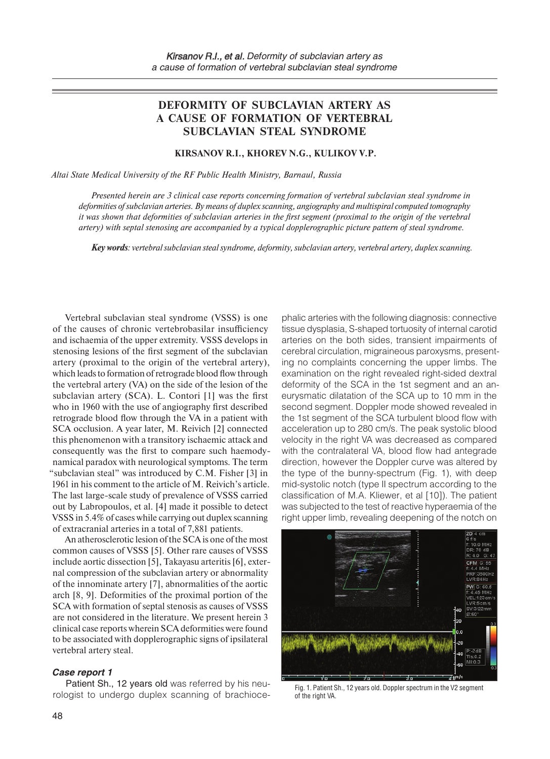# DEFORMITY OF SUBCLAVIAN ARTERY AS A CAUSE OF FORMATION OF VERTEBRAL SUBCLAVIAN STEAL SYNDROME

**KIRSANOV R.I., KHOREV N.G., KULIKOV V.P.**

*Altai State Medical University of the RF Public Health Ministry, Barnaul, Russia*

*Presented herein are 3 clinical case reports concerning formation of vertebral subclavian steal syndrome in deformities of subclavian arteries. By means of duplex scanning, angiography and multispiral computed tomography it was shown that deformities of subclavian arteries in the first segment (proximal to the origin of the vertebral artery) with septal stenosing are accompanied by a typical dopplerographic picture pattern of steal syndrome.*

***Key words***: *vertebral subclavian steal syndrome, deformity, subclavian artery, vertebral artery, duplex scanning.*

Vertebral subclavian steal syndrome (VSSS) is one of the causes of chronic vertebrobasilar insufficiency and ischaemia of the upper extremity. VSSS develops in stenosing lesions of the first segment of the subclavian artery (proximal to the origin of the vertebral artery), which leads to formation of retrograde blood flow through the vertebral artery (VA) on the side of the lesion of the subclavian artery (SCA). L. Contori [1] was the first who in 1960 with the use of angiography first described retrograde blood flow through the VA in a patient with SCA occlusion. A year later, M. Reivich [2] connected this phenomenon with a transitory ischaemic attack and consequently was the first to compare such haemodynamical paradox with neurological symptoms. The term "subclavian steal" was introduced by C.M. Fisher [3] in 1961 in his comment to the article of M. Reivich's article. The last large-scale study of prevalence of VSSS carried out by Labropoulos, et al. [4] made it possible to detect VSSS in 5.4% of cases while carrying out duplex scanning of extracranial arteries in a total of 7,881 patients.

An atherosclerotic lesion of the SCA is one of the most common causes of VSSS [5]. Other rare causes of VSSS include aortic dissection [5], Takayasu arteritis [6], external compression of the subclavian artery or abnormality of the innominate artery [7], abnormalities of the aortic arch [8, 9]. Deformities of the proximal portion of the SCA with formation of septal stenosis as causes of VSSS are not considered in the literature. We present herein 3 clinical case reports wherein SCA deformities were found to be associated with dopplerographic signs of ipsilateral vertebral artery steal.

### *Case report 1*

Patient Sh., 12 years old was referred by his neurologist to undergo duplex scanning of brachiocephalic arteries with the following diagnosis: connective tissue dysplasia, S-shaped tortuosity of internal carotid arteries on the both sides, transient impairments of cerebral circulation, migraineous paroxysms, presenting no complaints concerning the upper limbs. The examination on the right revealed right-sided dextral deformity of the SCA in the 1st segment and an aneurysmatic dilatation of the SCA up to 10 mm in the second segment. Doppler mode showed revealed in the 1st segment of the SCA turbulent blood flow with acceleration up to 280 cm/s. The peak systolic blood velocity in the right VA was decreased as compared with the contralateral VA, blood flow had antegrade direction, however the Doppler curve was altered by the type of the bunny-spectrum (Fig. 1), with deep mid-systolic notch (type II spectrum according to the classification of M.A. Kliewer, et al [10]). The patient was subjected to the test of reactive hyperaemia of the right upper limb, revealing deepening of the notch on

Fig. 1. Patient Sh., 12 years old. Doppler spectrum in the V2 segment of the right VA.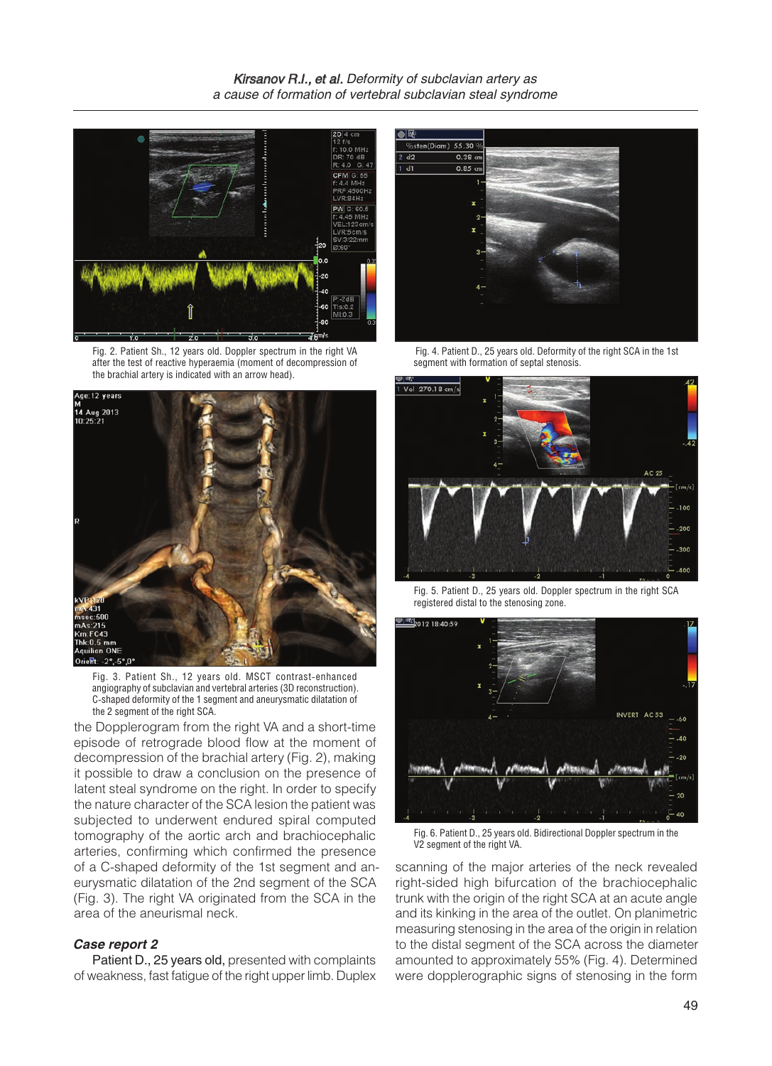Fig. 2. Patient Sh., 12 years old. Doppler spectrum in the right VA after the test of reactive hyperaemia (moment of decompression of the brachial artery is indicated with an arrow head).

Fig. 3. Patient Sh., 12 years old. MSCT contrast-enhanced angiography of subclavian and vertebral arteries (3D reconstruction). C-shaped deformity of the 1 segment and aneurysmatic dilatation of the 2 segment of the right SCA.

the Dopplerogram from the right VA and a short-time episode of retrograde blood flow at the moment of decompression of the brachial artery (Fig. 2), making it possible to draw a conclusion on the presence of latent steal syndrome on the right. In order to specify the nature character of the SCA lesion the patient was subjected to underwent endured spiral computed tomography of the aortic arch and brachiocephalic arteries, confirming which confirmed the presence of a C-shaped deformity of the 1st segment and aneurysmatic dilatation of the 2nd segment of the SCA (Fig. 3). The right VA originated from the SCA in the area of the aneurismal neck.

### *Case report 2*

Patient D., 25 years old, presented with complaints of weakness, fast fatigue of the right upper limb. Duplex scanning of the major arteries of the neck revealed right-sided high bifurcation of the brachiocephalic trunk with the origin of the right SCA at an acute angle and its kinking in the area of the outlet. On planimetric measuring stenosing in the area of the origin in relation to the distal segment of the SCA across the diameter amounted to approximately 55% (Fig. 4). Determined were dopplerographic signs of stenosing in the form

Fig. 4. Patient D., 25 years old. Deformity of the right SCA in the 1st segment with formation of septal stenosis.

Fig. 5. Patient D., 25 years old. Doppler spectrum in the right SCA registered distal to the stenosing zone.

Fig. 6. Patient D., 25 years old. Bidirectional Doppler spectrum in the V2 segment of the right VA.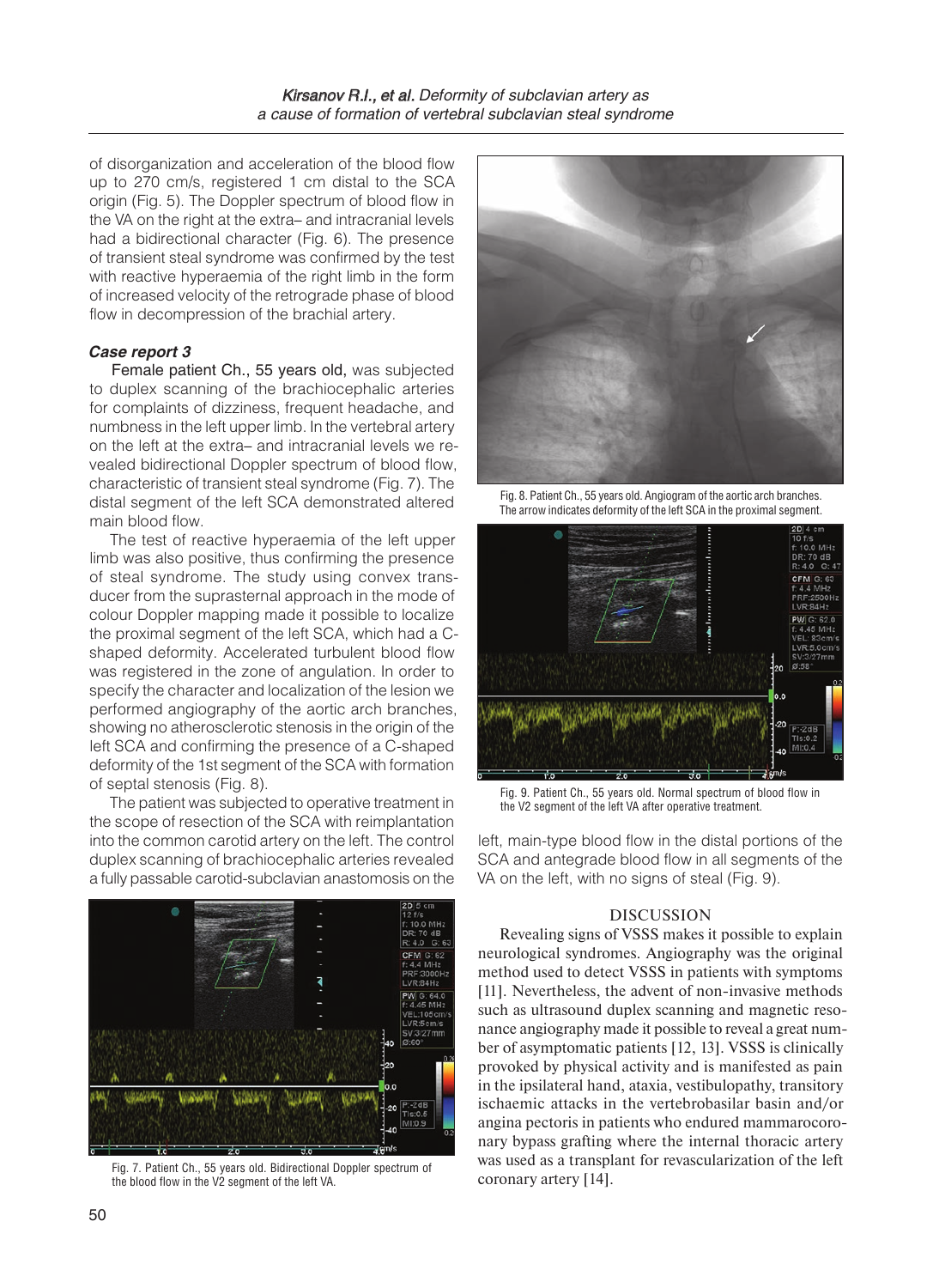of disorganization and acceleration of the blood flow up to 270 cm/s, registered 1 cm distal to the SCA origin (Fig. 5). The Doppler spectrum of blood flow in the VA on the right at the extra– and intracranial levels had a bidirectional character (Fig. 6). The presence of transient steal syndrome was confirmed by the test with reactive hyperaemia of the right limb in the form of increased velocity of the retrograde phase of blood flow in decompression of the brachial artery.

### *Case report 3*

Female patient Ch., 55 years old, was subjected to duplex scanning of the brachiocephalic arteries for complaints of dizziness, frequent headache, and numbness in the left upper limb. In the vertebral artery on the left at the extra– and intracranial levels we revealed bidirectional Doppler spectrum of blood flow, characteristic of transient steal syndrome (Fig. 7). The distal segment of the left SCA demonstrated altered main blood flow.

The test of reactive hyperaemia of the left upper limb was also positive, thus confirming the presence of steal syndrome. The study using convex transducer from the suprasternal approach in the mode of colour Doppler mapping made it possible to localize the proximal segment of the left SCA, which had a C-shaped deformity. Accelerated turbulent blood flow was registered in the zone of angulation. In order to specify the character and localization of the lesion we performed angiography of the aortic arch branches, showing no atherosclerotic stenosis in the origin of the left SCA and confirming the presence of a C-shaped deformity of the 1st segment of the SCA with formation of septal stenosis (Fig. 8).

The patient was subjected to operative treatment in the scope of resection of the SCA with reimplantation into the common carotid artery on the left. The control duplex scanning of brachiocephalic arteries revealed a fully passable carotid-subclavian anastomosis on the left, main-type blood flow in the distal portions of the SCA and antegrade blood flow in all segments of the VA on the left, with no signs of steal (Fig. 9).

Fig. 7. Patient Ch., 55 years old. Bidirectional Doppler spectrum of the blood flow in the V2 segment of the left VA.

Fig. 8. Patient Ch., 55 years old. Angiogram of the aortic arch branches. The arrow indicates deformity of the left SCA in the proximal segment.

Fig. 9. Patient Ch., 55 years old. Normal spectrum of blood flow in the V2 segment of the left VA after operative treatment.

## DISCUSSION

Revealing signs of VSSS makes it possible to explain neurological syndromes. Angiography was the original method used to detect VSSS in patients with symptoms [11]. Nevertheless, the advent of non-invasive methods such as ultrasound duplex scanning and magnetic resonance angiography made it possible to reveal a great number of asymptomatic patients [12, 13]. VSSS is clinically provoked by physical activity and is manifested as pain in the ipsilateral hand, ataxia, vestibulopathy, transitory ischaemic attacks in the vertebrobasilar basin and/or angina pectoris in patients who endured mammarocoronary bypass grafting where the internal thoracic artery was used as a transplant for revascularization of the left coronary artery [14].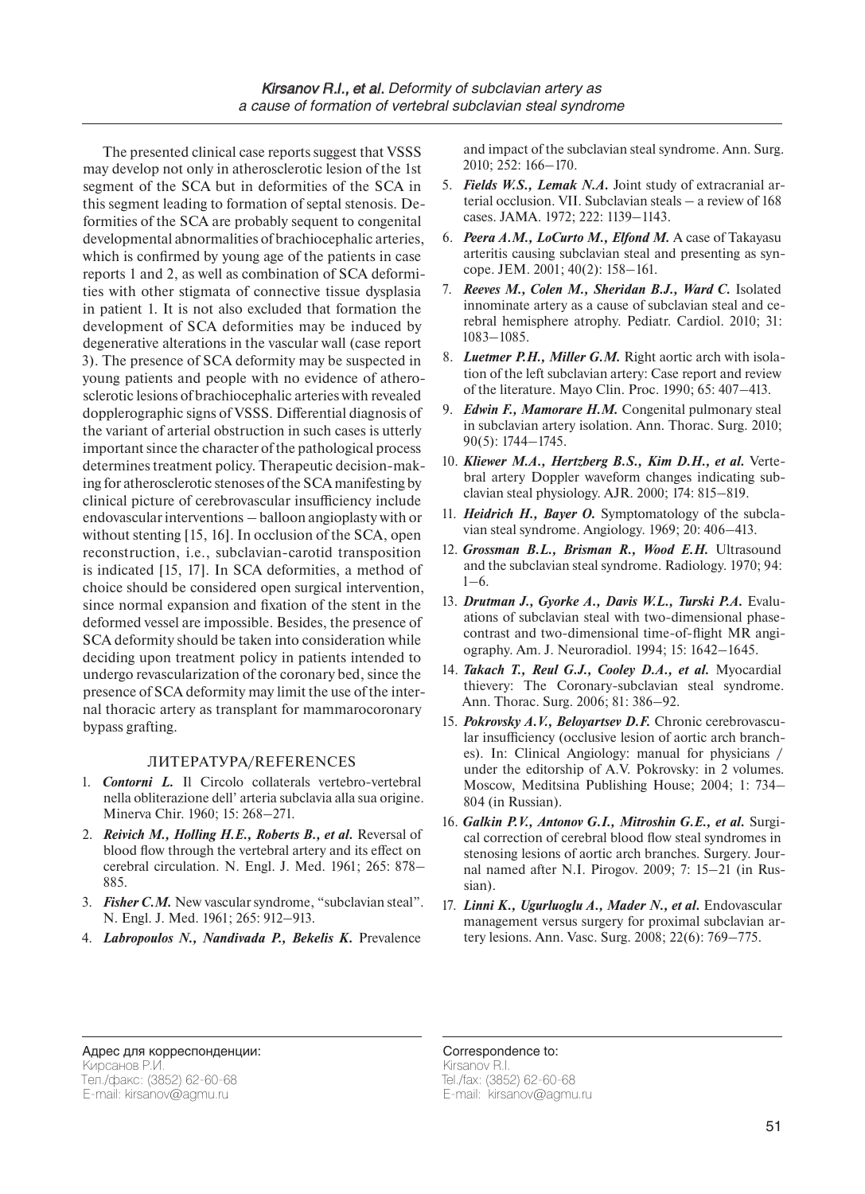The presented clinical case reports suggest that VSSS may develop not only in atherosclerotic lesion of the 1st segment of the SCA but in deformities of the SCA in this segment leading to formation of septal stenosis. Deformities of the SCA are probably sequent to congenital developmental abnormalities of brachiocephalic arteries, which is confirmed by young age of the patients in case reports 1 and 2, as well as combination of SCA deformities with other stigmata of connective tissue dysplasia in patient 1. It is not also excluded that formation the development of SCA deformities may be induced by degenerative alterations in the vascular wall (case report 3). The presence of SCA deformity may be suspected in young patients and people with no evidence of atherosclerotic lesions of brachiocephalic arteries with revealed dopplerographic signs of VSSS. Differential diagnosis of the variant of arterial obstruction in such cases is utterly important since the character of the pathological process determines treatment policy. Therapeutic decision-making for atherosclerotic stenoses of the SCA manifesting by clinical picture of cerebrovascular insufficiency include endovascular interventions – balloon angioplasty with or without stenting [15, 16]. In occlusion of the SCA, open reconstruction, i.e., subclavian-carotid transposition is indicated [15, 17]. In SCA deformities, a method of choice should be considered open surgical intervention, since normal expansion and fixation of the stent in the deformed vessel are impossible. Besides, the presence of SCA deformity should be taken into consideration while deciding upon treatment policy in patients intended to undergo revascularization of the coronary bed, since the presence of SCA deformity may limit the use of the internal thoracic artery as transplant for mammarocoronary bypass grafting.

## ЛИТЕРАТУРА/REFERENCES

1. ***Contorni L.*** Il Circolo collaterals vertebro-vertebral nella obliterazione dell' arteria subclavia alla sua origine. Minerva Chir. 1960; 15: 268–271.
2. ***Reivich M., Holling H.E., Roberts B., et al.*** Reversal of blood flow through the vertebral artery and its effect on cerebral circulation. N. Engl. J. Med. 1961; 265: 878–885.
3. ***Fisher C.M.*** New vascular syndrome, "subclavian steal". N. Engl. J. Med. 1961; 265: 912–913.
4. ***Labropoulos N., Nandivada P., Bekelis K.*** Prevalence and impact of the subclavian steal syndrome. Ann. Surg. 2010; 252: 166–170.
5. ***Fields W.S., Lemak N.A.*** Joint study of extracranial arterial occlusion. VII. Subclavian steals – a review of 168 cases. JAMA. 1972; 222: 1139–1143.
6. ***Peera A.M., LoCurto M., Elfond M.*** A case of Takayasu arteritis causing subclavian steal and presenting as syncope. JEM. 2001; 40(2): 158–161.
7. ***Reeves M., Colen M., Sheridan B.J., Ward C.*** Isolated innominate artery as a cause of subclavian steal and cerebral hemisphere atrophy. Pediatr. Cardiol. 2010; 31: 1083–1085.
8. ***Luetmer P.H., Miller G.M.*** Right aortic arch with isolation of the left subclavian artery: Case report and review of the literature. Mayo Clin. Proc. 1990; 65: 407–413.
9. ***Edwin F., Mamorare H.M.*** Congenital pulmonary steal in subclavian artery isolation. Ann. Thorac. Surg. 2010; 90(5): 1744–1745.
10. ***Kliewer M.A., Hertzberg B.S., Kim D.H., et al.*** Vertebral artery Doppler waveform changes indicating subclavian steal physiology. AJR. 2000; 174: 815–819.
11. ***Heidrich H., Bayer O.*** Symptomatology of the subclavian steal syndrome. Angiology. 1969; 20: 406–413.
12. ***Grossman B.L., Brisman R., Wood E.H.*** Ultrasound and the subclavian steal syndrome. Radiology. 1970; 94: 1–6.
13. ***Drutman J., Gyorke A., Davis W.L., Turski P.A.*** Evaluations of subclavian steal with two-dimensional phase-contrast and two-dimensional time-of-flight MR angiography. Am. J. Neuroradiol. 1994; 15: 1642–1645.
14. ***Takach T., Reul G.J., Cooley D.A., et al.*** Myocardial thievery: The Coronary-subclavian steal syndrome. Ann. Thorac. Surg. 2006; 81: 386–92.
15. ***Pokrovsky A.V., Beloyartsev D.F.*** Chronic cerebrovascular insufficiency (occlusive lesion of aortic arch branches). In: Clinical Angiology: manual for physicians / under the editorship of A.V. Pokrovsky: in 2 volumes. Moscow, Meditsina Publishing House; 2004; 1: 734–804 (in Russian).
16. ***Galkin P.V., Antonov G.I., Mitroshin G.E., et al.*** Surgical correction of cerebral blood flow steal syndromes in stenosing lesions of aortic arch branches. Surgery. Journal named after N.I. Pirogov. 2009; 7: 15–21 (in Russian).
17. ***Linni K., Ugurluoglu A., Mader N., et al.*** Endovascular management versus surgery for proximal subclavian artery lesions. Ann. Vasc. Surg. 2008; 22(6): 769–775.

Адрес для корреспонденции:
Кирсанов Р.И.
Тел./факс: (3852) 62-60-68
E-mail: kirsanov@agmu.ru

Correspondence to:
Kirsanov R.I.
Tel./fax: (3852) 62-60-68
E-mail: kirsanov@agmu.ru